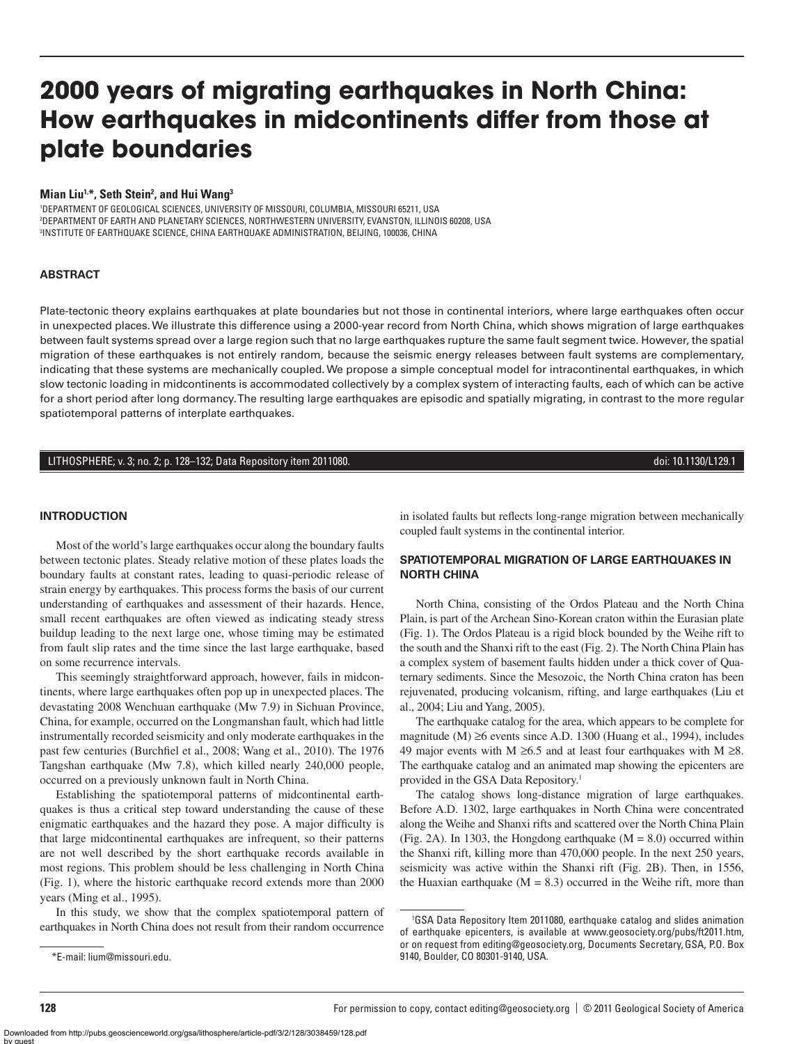# 2000 years of migrating earthquakes in North China: How earthquakes in midcontinents differ from those at plate boundaries

**Mian Liu[1,*], Seth Stein[2], and Hui Wang[3]**

[1]DEPARTMENT OF GEOLOGICAL SCIENCES, UNIVERSITY OF MISSOURI, COLUMBIA, MISSOURI 65211, USA
[2]DEPARTMENT OF EARTH AND PLANETARY SCIENCES, NORTHWESTERN UNIVERSITY, EVANSTON, ILLINOIS 60208, USA
[3]INSTITUTE OF EARTHQUAKE SCIENCE, CHINA EARTHQUAKE ADMINISTRATION, BEIJING, 100036, CHINA

## ABSTRACT

Plate-tectonic theory explains earthquakes at plate boundaries but not those in continental interiors, where large earthquakes often occur in unexpected places. We illustrate this difference using a 2000-year record from North China, which shows migration of large earthquakes between fault systems spread over a large region such that no large earthquakes rupture the same fault segment twice. However, the spatial migration of these earthquakes is not entirely random, because the seismic energy releases between fault systems are complementary, indicating that these systems are mechanically coupled. We propose a simple conceptual model for intracontinental earthquakes, in which slow tectonic loading in midcontinents is accommodated collectively by a complex system of interacting faults, each of which can be active for a short period after long dormancy. The resulting large earthquakes are episodic and spatially migrating, in contrast to the more regular spatiotemporal patterns of interplate earthquakes.

LITHOSPHERE; v. 3; no. 2; p. 128–132; Data Repository item 2011080. doi: 10.1130/L129.1

## INTRODUCTION

Most of the world's large earthquakes occur along the boundary faults between tectonic plates. Steady relative motion of these plates loads the boundary faults at constant rates, leading to quasi-periodic release of strain energy by earthquakes. This process forms the basis of our current understanding of earthquakes and assessment of their hazards. Hence, small recent earthquakes are often viewed as indicating steady stress buildup leading to the next large one, whose timing may be estimated from fault slip rates and the time since the last large earthquake, based on some recurrence intervals.

This seemingly straightforward approach, however, fails in midcontinents, where large earthquakes often pop up in unexpected places. The devastating 2008 Wenchuan earthquake (Mw 7.9) in Sichuan Province, China, for example, occurred on the Longmanshan fault, which had little instrumentally recorded seismicity and only moderate earthquakes in the past few centuries (Burchfiel et al., 2008; Wang et al., 2010). The 1976 Tangshan earthquake (Mw 7.8), which killed nearly 240,000 people, occurred on a previously unknown fault in North China.

Establishing the spatiotemporal patterns of midcontinental earthquakes is thus a critical step toward understanding the cause of these enigmatic earthquakes and the hazard they pose. A major difficulty is that large midcontinental earthquakes are infrequent, so their patterns are not well described by the short earthquake records available in most regions. This problem should be less challenging in North China (Fig. 1), where the historic earthquake record extends more than 2000 years (Ming et al., 1995).

In this study, we show that the complex spatiotemporal pattern of earthquakes in North China does not result from their random occurrence in isolated faults but reflects long-range migration between mechanically coupled fault systems in the continental interior.

## SPATIOTEMPORAL MIGRATION OF LARGE EARTHQUAKES IN NORTH CHINA

North China, consisting of the Ordos Plateau and the North China Plain, is part of the Archean Sino-Korean craton within the Eurasian plate (Fig. 1). The Ordos Plateau is a rigid block bounded by the Weihe rift to the south and the Shanxi rift to the east (Fig. 2). The North China Plain has a complex system of basement faults hidden under a thick cover of Quaternary sediments. Since the Mesozoic, the North China craton has been rejuvenated, producing volcanism, rifting, and large earthquakes (Liu et al., 2004; Liu and Yang, 2005).

The earthquake catalog for the area, which appears to be complete for magnitude (M) ≥6 events since A.D. 1300 (Huang et al., 1994), includes 49 major events with M ≥6.5 and at least four earthquakes with M ≥8. The earthquake catalog and an animated map showing the epicenters are provided in the GSA Data Repository.[1]

The catalog shows long-distance migration of large earthquakes. Before A.D. 1302, large earthquakes in North China were concentrated along the Weihe and Shanxi rifts and scattered over the North China Plain (Fig. 2A). In 1303, the Hongdong earthquake (M = 8.0) occurred within the Shanxi rift, killing more than 470,000 people. In the next 250 years, seismicity was active within the Shanxi rift (Fig. 2B). Then, in 1556, the Huaxian earthquake (M = 8.3) occurred in the Weihe rift, more than

[1]GSA Data Repository Item 2011080, earthquake catalog and slides animation of earthquake epicenters, is available at www.geosociety.org/pubs/ft2011.htm, or on request from editing@geosociety.org, Documents Secretary, GSA, P.O. Box 9140, Boulder, CO 80301-9140, USA.

*E-mail: lium@missouri.edu.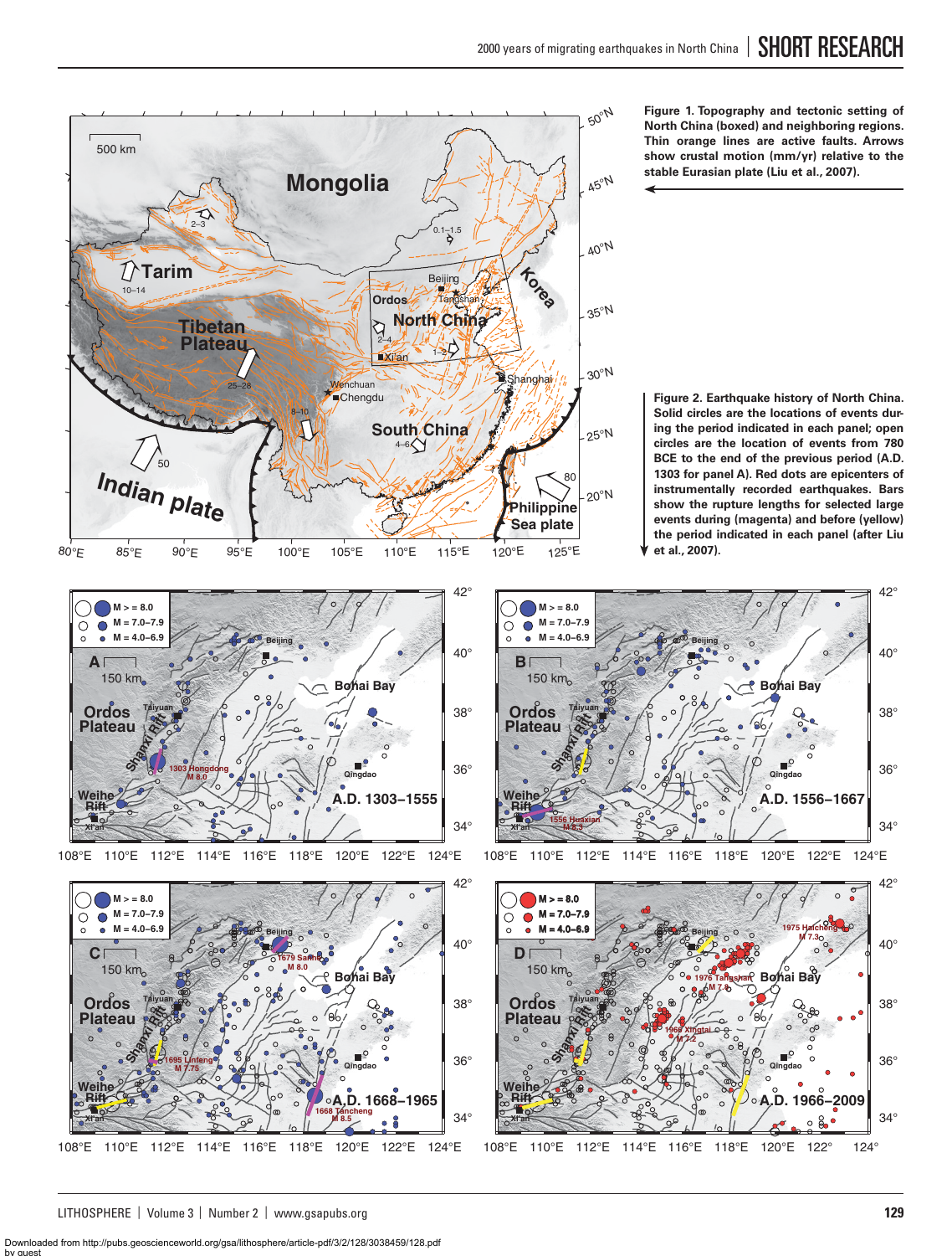**Figure 1. Topography and tectonic setting of North China (boxed) and neighboring regions. Thin orange lines are active faults. Arrows show crustal motion (mm/yr) relative to the stable Eurasian plate (Liu et al., 2007).**

**Figure 2. Earthquake history of North China. Solid circles are the locations of events during the period indicated in each panel; open circles are the location of events from 780 BCE to the end of the previous period (A.D. 1303 for panel A). Red dots are epicenters of instrumentally recorded earthquakes. Bars show the rupture lengths for selected large events during (magenta) and before (yellow) the period indicated in each panel (after Liu et al., 2007).**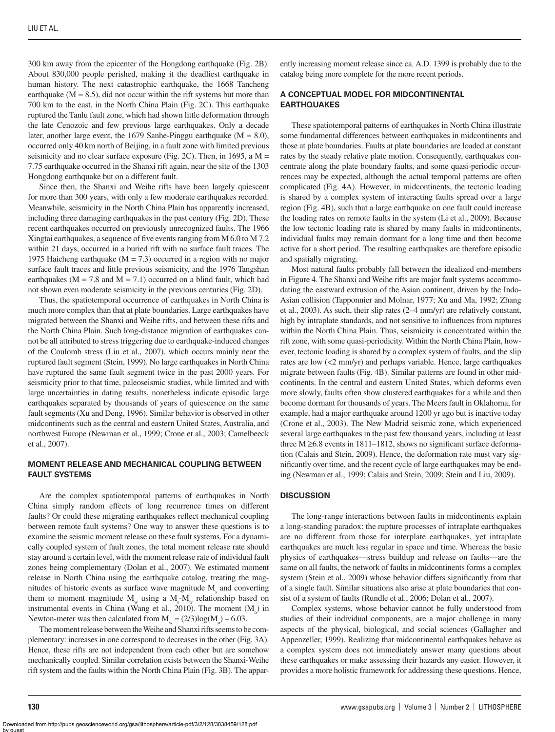300 km away from the epicenter of the Hongdong earthquake (Fig. 2B). About 830,000 people perished, making it the deadliest earthquake in human history. The next catastrophic earthquake, the 1668 Tancheng earthquake ($M = 8.5$), did not occur within the rift systems but more than 700 km to the east, in the North China Plain (Fig. 2C). This earthquake ruptured the Tanlu fault zone, which had shown little deformation through the late Cenozoic and few previous large earthquakes. Only a decade later, another large event, the 1679 Sanhe-Pinggu earthquake ($M = 8.0$), occurred only 40 km north of Beijing, in a fault zone with limited previous seismicity and no clear surface exposure (Fig. 2C). Then, in 1695, a $M = 7.75$ earthquake occurred in the Shanxi rift again, near the site of the 1303 Hongdong earthquake but on a different fault.

Since then, the Shanxi and Weihe rifts have been largely quiescent for more than 300 years, with only a few moderate earthquakes recorded. Meanwhile, seismicity in the North China Plain has apparently increased, including three damaging earthquakes in the past century (Fig. 2D). These recent earthquakes occurred on previously unrecognized faults. The 1966 Xingtai earthquakes, a sequence of five events ranging from M 6.0 to M 7.2 within 21 days, occurred in a buried rift with no surface fault traces. The 1975 Haicheng earthquake ($M = 7.3$) occurred in a region with no major surface fault traces and little previous seismicity, and the 1976 Tangshan earthquakes ($M = 7.8$ and $M = 7.1$) occurred on a blind fault, which had not shown even moderate seismicity in the previous centuries (Fig. 2D).

Thus, the spatiotemporal occurrence of earthquakes in North China is much more complex than that at plate boundaries. Large earthquakes have migrated between the Shanxi and Weihe rifts, and between these rifts and the North China Plain. Such long-distance migration of earthquakes cannot be all attributed to stress triggering due to earthquake-induced changes of the Coulomb stress (Liu et al., 2007), which occurs mainly near the ruptured fault segment (Stein, 1999). No large earthquakes in North China have ruptured the same fault segment twice in the past 2000 years. For seismicity prior to that time, paleoseismic studies, while limited and with large uncertainties in dating results, nonetheless indicate episodic large earthquakes separated by thousands of years of quiescence on the same fault segments (Xu and Deng, 1996). Similar behavior is observed in other midcontinents such as the central and eastern United States, Australia, and northwest Europe (Newman et al., 1999; Crone et al., 2003; Camelbeeck et al., 2007).

## MOMENT RELEASE AND MECHANICAL COUPLING BETWEEN FAULT SYSTEMS

Are the complex spatiotemporal patterns of earthquakes in North China simply random effects of long recurrence times on different faults? Or could these migrating earthquakes reflect mechanical coupling between remote fault systems? One way to answer these questions is to examine the seismic moment release on these fault systems. For a dynamically coupled system of fault zones, the total moment release rate should stay around a certain level, with the moment release rate of individual fault zones being complementary (Dolan et al., 2007). We estimated moment release in North China using the earthquake catalog, treating the magnitudes of historic events as surface wave magnitude $M_s$ and converting them to moment magnitude $M_w$ using a $M_s$-$M_w$ relationship based on instrumental events in China (Wang et al., 2010). The moment ($M_o$) in Newton-meter was then calculated from $M_w = (2/3)\log(M_o) - 6.03$.

The moment release between the Weihe and Shanxi rifts seems to be complementary: increases in one correspond to decreases in the other (Fig. 3A). Hence, these rifts are not independent from each other but are somehow mechanically coupled. Similar correlation exists between the Shanxi-Weihe rift system and the faults within the North China Plain (Fig. 3B). The apparently increasing moment release since ca. A.D. 1399 is probably due to the catalog being more complete for the more recent periods.

## A CONCEPTUAL MODEL FOR MIDCONTINENTAL EARTHQUAKES

These spatiotemporal patterns of earthquakes in North China illustrate some fundamental differences between earthquakes in midcontinents and those at plate boundaries. Faults at plate boundaries are loaded at constant rates by the steady relative plate motion. Consequently, earthquakes concentrate along the plate boundary faults, and some quasi-periodic occurrences may be expected, although the actual temporal patterns are often complicated (Fig. 4A). However, in midcontinents, the tectonic loading is shared by a complex system of interacting faults spread over a large region (Fig. 4B), such that a large earthquake on one fault could increase the loading rates on remote faults in the system (Li et al., 2009). Because the low tectonic loading rate is shared by many faults in midcontinents, individual faults may remain dormant for a long time and then become active for a short period. The resulting earthquakes are therefore episodic and spatially migrating.

Most natural faults probably fall between the idealized end-members in Figure 4. The Shanxi and Weihe rifts are major fault systems accommodating the eastward extrusion of the Asian continent, driven by the Indo-Asian collision (Tapponnier and Molnar, 1977; Xu and Ma, 1992; Zhang et al., 2003). As such, their slip rates (2–4 mm/yr) are relatively constant, high by intraplate standards, and not sensitive to influences from ruptures within the North China Plain. Thus, seismicity is concentrated within the rift zone, with some quasi-periodicity. Within the North China Plain, however, tectonic loading is shared by a complex system of faults, and the slip rates are low (<2 mm/yr) and perhaps variable. Hence, large earthquakes migrate between faults (Fig. 4B). Similar patterns are found in other midcontinents. In the central and eastern United States, which deforms even more slowly, faults often show clustered earthquakes for a while and then become dormant for thousands of years. The Meers fault in Oklahoma, for example, had a major earthquake around 1200 yr ago but is inactive today (Crone et al., 2003). The New Madrid seismic zone, which experienced several large earthquakes in the past few thousand years, including at least three $M \geq 6.8$ events in 1811–1812, shows no significant surface deformation (Calais and Stein, 2009). Hence, the deformation rate must vary significantly over time, and the recent cycle of large earthquakes may be ending (Newman et al., 1999; Calais and Stein, 2009; Stein and Liu, 2009).

## DISCUSSION

The long-range interactions between faults in midcontinents explain a long-standing paradox: the rupture processes of intraplate earthquakes are no different from those for interplate earthquakes, yet intraplate earthquakes are much less regular in space and time. Whereas the basic physics of earthquakes—stress buildup and release on faults—are the same on all faults, the network of faults in midcontinents forms a complex system (Stein et al., 2009) whose behavior differs significantly from that of a single fault. Similar situations also arise at plate boundaries that consist of a system of faults (Rundle et al., 2006; Dolan et al., 2007).

Complex systems, whose behavior cannot be fully understood from studies of their individual components, are a major challenge in many aspects of the physical, biological, and social sciences (Gallagher and Appenzeller, 1999). Realizing that midcontinental earthquakes behave as a complex system does not immediately answer many questions about these earthquakes or make assessing their hazards any easier. However, it provides a more holistic framework for addressing these questions. Hence,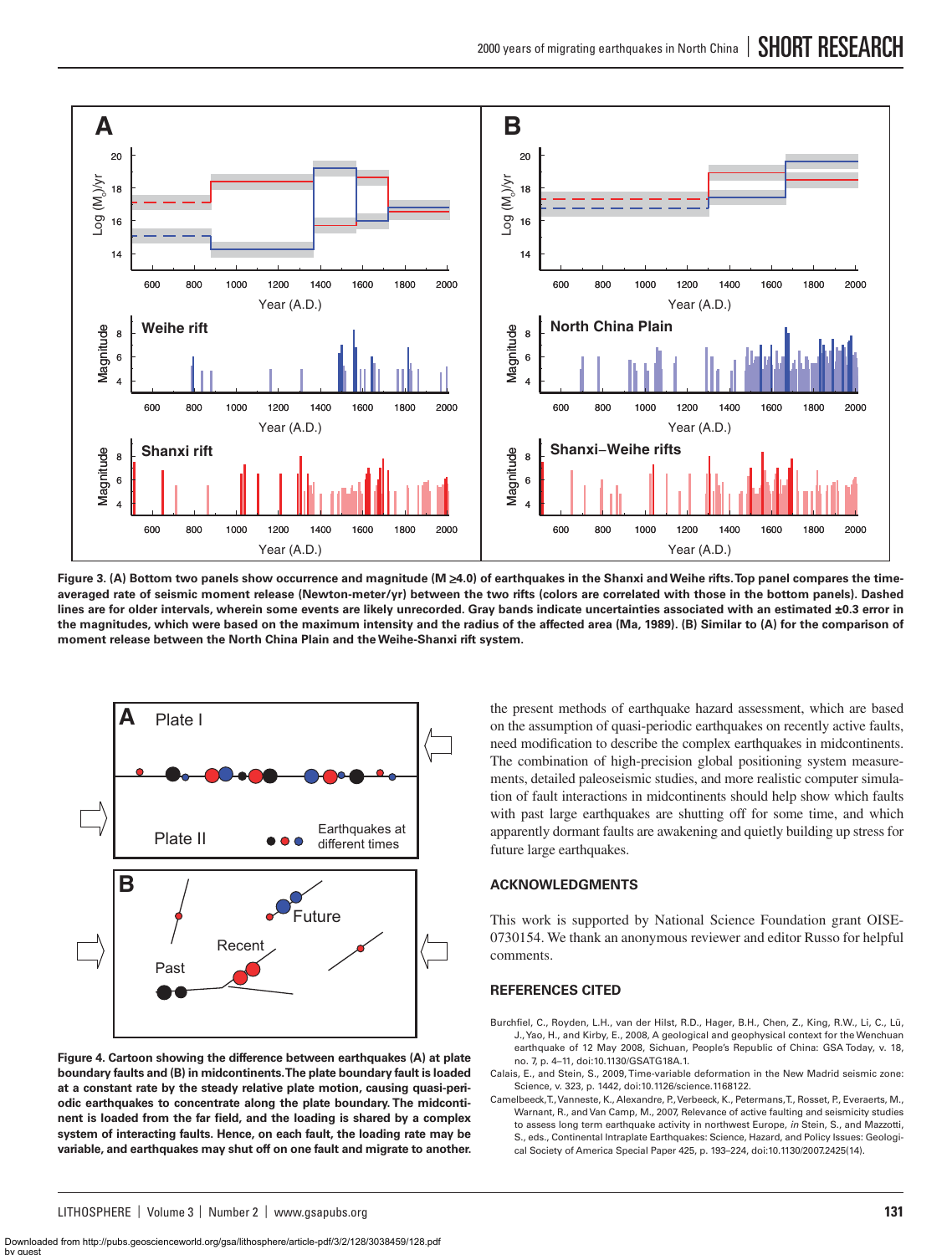Figure 3. (A) Bottom two panels show occurrence and magnitude (M ≥4.0) of earthquakes in the Shanxi and Weihe rifts. Top panel compares the time-averaged rate of seismic moment release (Newton-meter/yr) between the two rifts (colors are correlated with those in the bottom panels). Dashed lines are for older intervals, wherein some events are likely unrecorded. Gray bands indicate uncertainties associated with an estimated ±0.3 error in the magnitudes, which were based on the maximum intensity and the radius of the affected area (Ma, 1989). (B) Similar to (A) for the comparison of moment release between the North China Plain and the Weihe-Shanxi rift system.

Figure 4. Cartoon showing the difference between earthquakes (A) at plate boundary faults and (B) in midcontinents. The plate boundary fault is loaded at a constant rate by the steady relative plate motion, causing quasi-periodic earthquakes to concentrate along the plate boundary. The midcontinent is loaded from the far field, and the loading is shared by a complex system of interacting faults. Hence, on each fault, the loading rate may be variable, and earthquakes may shut off on one fault and migrate to another.

the present methods of earthquake hazard assessment, which are based on the assumption of quasi-periodic earthquakes on recently active faults, need modification to describe the complex earthquakes in midcontinents. The combination of high-precision global positioning system measurements, detailed paleoseismic studies, and more realistic computer simulation of fault interactions in midcontinents should help show which faults with past large earthquakes are shutting off for some time, and which apparently dormant faults are awakening and quietly building up stress for future large earthquakes.

## ACKNOWLEDGMENTS

This work is supported by National Science Foundation grant OISE-0730154. We thank an anonymous reviewer and editor Russo for helpful comments.

## REFERENCES CITED

Burchfiel, C., Royden, L.H., van der Hilst, R.D., Hager, B.H., Chen, Z., King, R.W., Li, C., Lü, J., Yao, H., and Kirby, E., 2008, A geological and geophysical context for the Wenchuan earthquake of 12 May 2008, Sichuan, People's Republic of China: GSA Today, v. 18, no. 7, p. 4–11, doi:10.1130/GSATG18A.1.

Calais, E., and Stein, S., 2009, Time-variable deformation in the New Madrid seismic zone: Science, v. 323, p. 1442, doi:10.1126/science.1168122.

Camelbeeck, T., Vanneste, K., Alexandre, P., Verbeeck, K., Petermans, T., Rosset, P., Everaerts, M., Warnant, R., and Van Camp, M., 2007, Relevance of active faulting and seismicity studies to assess long term earthquake activity in northwest Europe, *in* Stein, S., and Mazzotti, S., eds., Continental Intraplate Earthquakes: Science, Hazard, and Policy Issues: Geological Society of America Special Paper 425, p. 193–224, doi:10.1130/2007.2425(14).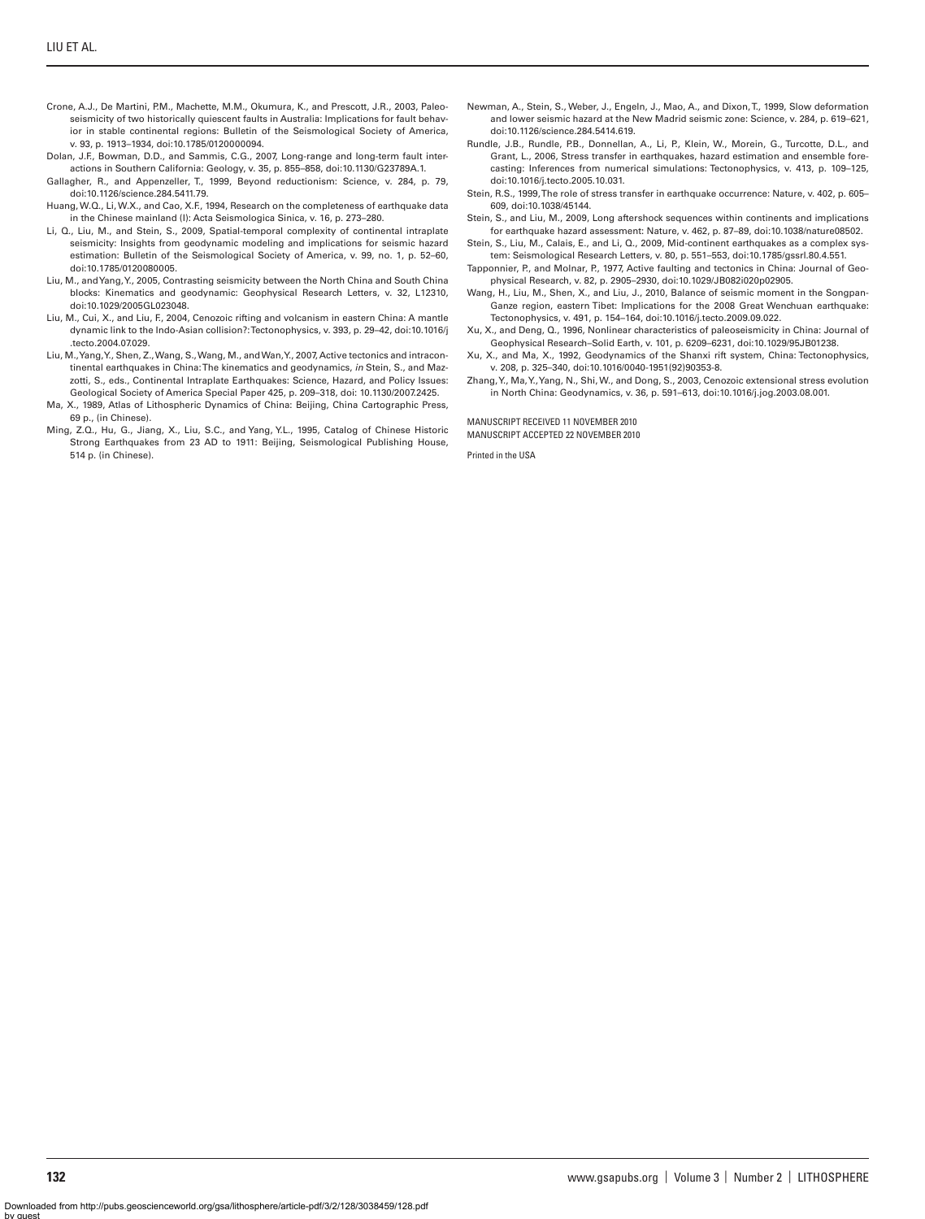Crone, A.J., De Martini, P.M., Machette, M.M., Okumura, K., and Prescott, J.R., 2003, Paleoseismicity of two historically quiescent faults in Australia: Implications for fault behavior in stable continental regions: Bulletin of the Seismological Society of America, v. 93, p. 1913–1934, doi:10.1785/0120000094.

Dolan, J.F., Bowman, D.D., and Sammis, C.G., 2007, Long-range and long-term fault interactions in Southern California: Geology, v. 35, p. 855–858, doi:10.1130/G23789A.1.

Gallagher, R., and Appenzeller, T., 1999, Beyond reductionism: Science, v. 284, p. 79, doi:10.1126/science.284.5411.79.

Huang, W.Q., Li, W.X., and Cao, X.F., 1994, Research on the completeness of earthquake data in the Chinese mainland (I): Acta Seismologica Sinica, v. 16, p. 273–280.

Li, Q., Liu, M., and Stein, S., 2009, Spatial-temporal complexity of continental intraplate seismicity: Insights from geodynamic modeling and implications for seismic hazard estimation: Bulletin of the Seismological Society of America, v. 99, no. 1, p. 52–60, doi:10.1785/0120080005.

Liu, M., and Yang, Y., 2005, Contrasting seismicity between the North China and South China blocks: Kinematics and geodynamic: Geophysical Research Letters, v. 32, L12310, doi:10.1029/2005GL023048.

Liu, M., Cui, X., and Liu, F., 2004, Cenozoic rifting and volcanism in eastern China: A mantle dynamic link to the Indo-Asian collision?: Tectonophysics, v. 393, p. 29–42, doi:10.1016/j.tecto.2004.07.029.

Liu, M., Yang, Y., Shen, Z., Wang, S., Wang, M., and Wan, Y., 2007, Active tectonics and intracontinental earthquakes in China: The kinematics and geodynamics, *in* Stein, S., and Mazzotti, S., eds., Continental Intraplate Earthquakes: Science, Hazard, and Policy Issues: Geological Society of America Special Paper 425, p. 209–318, doi: 10.1130/2007.2425.

Ma, X., 1989, Atlas of Lithospheric Dynamics of China: Beijing, China Cartographic Press, 69 p., (in Chinese).

Ming, Z.Q., Hu, G., Jiang, X., Liu, S.C., and Yang, Y.L., 1995, Catalog of Chinese Historic Strong Earthquakes from 23 AD to 1911: Beijing, Seismological Publishing House, 514 p. (in Chinese).

Newman, A., Stein, S., Weber, J., Engeln, J., Mao, A., and Dixon, T., 1999, Slow deformation and lower seismic hazard at the New Madrid seismic zone: Science, v. 284, p. 619–621, doi:10.1126/science.284.5414.619.

Rundle, J.B., Rundle, P.B., Donnellan, A., Li, P., Klein, W., Morein, G., Turcotte, D.L., and Grant, L., 2006, Stress transfer in earthquakes, hazard estimation and ensemble forecasting: Inferences from numerical simulations: Tectonophysics, v. 413, p. 109–125, doi:10.1016/j.tecto.2005.10.031.

Stein, R.S., 1999, The role of stress transfer in earthquake occurrence: Nature, v. 402, p. 605–609, doi:10.1038/45144.

Stein, S., and Liu, M., 2009, Long aftershock sequences within continents and implications for earthquake hazard assessment: Nature, v. 462, p. 87–89, doi:10.1038/nature08502.

Stein, S., Liu, M., Calais, E., and Li, Q., 2009, Mid-continent earthquakes as a complex system: Seismological Research Letters, v. 80, p. 551–553, doi:10.1785/gssrl.80.4.551.

Tapponnier, P., and Molnar, P., 1977, Active faulting and tectonics in China: Journal of Geophysical Research, v. 82, p. 2905–2930, doi:10.1029/JB082i020p02905.

Wang, H., Liu, M., Shen, X., and Liu, J., 2010, Balance of seismic moment in the Songpan-Ganze region, eastern Tibet: Implications for the 2008 Great Wenchuan earthquake: Tectonophysics, v. 491, p. 154–164, doi:10.1016/j.tecto.2009.09.022.

Xu, X., and Deng, Q., 1996, Nonlinear characteristics of paleoseismicity in China: Journal of Geophysical Research–Solid Earth, v. 101, p. 6209–6231, doi:10.1029/95JB01238.

Xu, X., and Ma, X., 1992, Geodynamics of the Shanxi rift system, China: Tectonophysics, v. 208, p. 325–340, doi:10.1016/0040-1951(92)90353-8.

Zhang, Y., Ma, Y., Yang, N., Shi, W., and Dong, S., 2003, Cenozoic extensional stress evolution in North China: Geodynamics, v. 36, p. 591–613, doi:10.1016/j.jog.2003.08.001.

MANUSCRIPT RECEIVED 11 NOVEMBER 2010
MANUSCRIPT ACCEPTED 22 NOVEMBER 2010

Printed in the USA